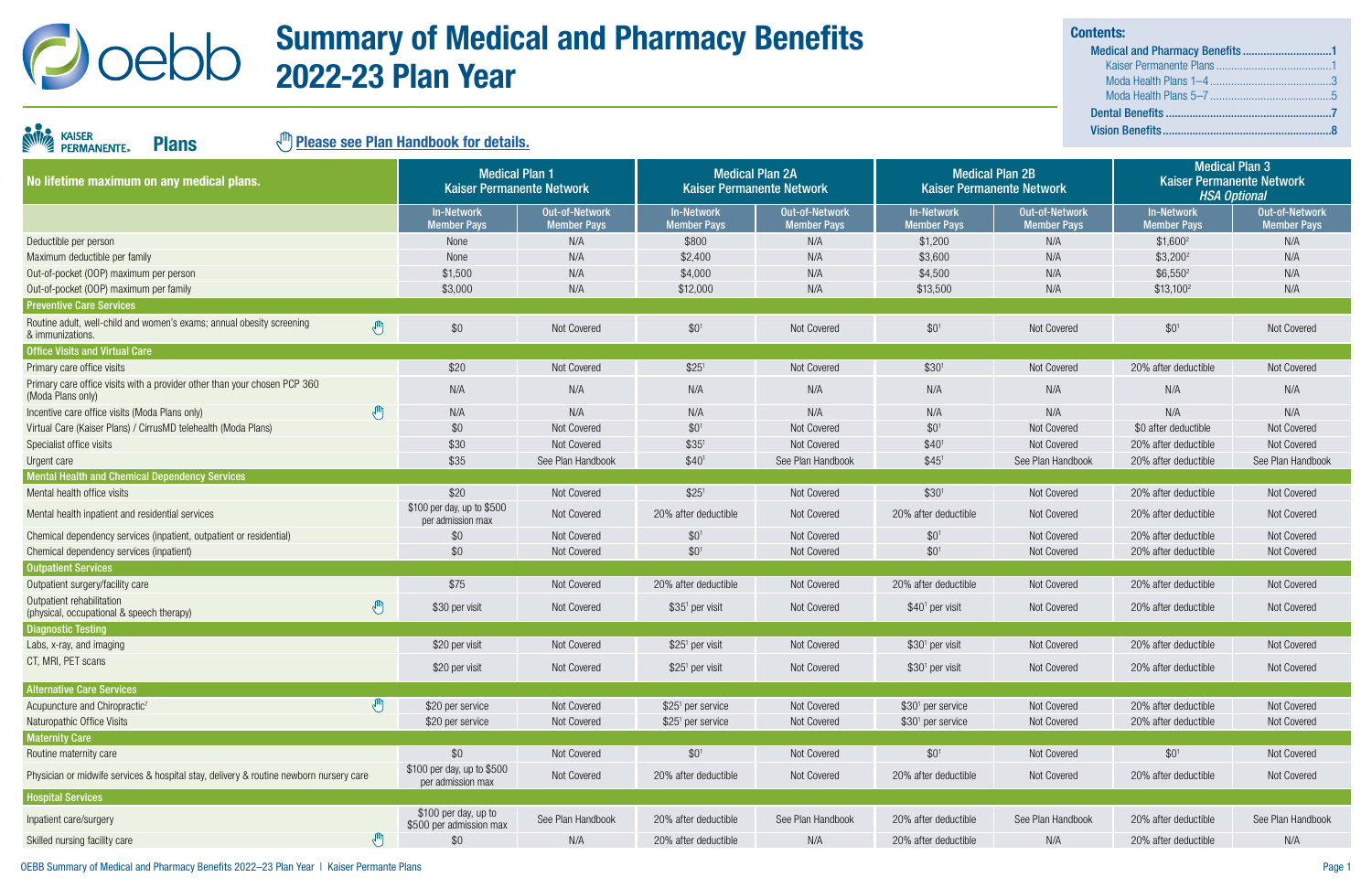# Summary of Medical and Pharmacy Benefits 2022-23 Plan Year

**Contents:**
- Medical and Pharmacy Benefits ... 1
  - Kaiser Permanente Plans ... 1
  - Moda Health Plans 1–4 ... 3
  - Moda Health Plans 5–7 ... 5
- Dental Benefits ... 7
- Vision Benefits ... 8

## Kaiser Permanente Plans

Please see Plan Handbook for details.

| No lifetime maximum on any medical plans. | Medical Plan 1 Kaiser Permanente Network | | Medical Plan 2A Kaiser Permanente Network | | Medical Plan 2B Kaiser Permanente Network | | Medical Plan 3 Kaiser Permanente Network *HSA Optional* | |
|---|---|---|---|---|---|---|---|---|
| | In-Network Member Pays | Out-of-Network Member Pays | In-Network Member Pays | Out-of-Network Member Pays | In-Network Member Pays | Out-of-Network Member Pays | In-Network Member Pays | Out-of-Network Member Pays |
| Deductible per person | None | N/A | $800 | N/A | $1,200 | N/A | $1,600[2] | N/A |
| Maximum deductible per family | None | N/A | $2,400 | N/A | $3,600 | N/A | $3,200[2] | N/A |
| Out-of-pocket (OOP) maximum per person | $1,500 | N/A | $4,000 | N/A | $4,500 | N/A | $6,550[2] | N/A |
| Out-of-pocket (OOP) maximum per family | $3,000 | N/A | $12,000 | N/A | $13,500 | N/A | $13,100[2] | N/A |
| **Preventive Care Services** | | | | | | | | |
| Routine adult, well-child and women's exams; annual obesity screening & immunizations. | $0 | Not Covered | $0[1] | Not Covered | $0[1] | Not Covered | $0[1] | Not Covered |
| **Office Visits and Virtual Care** | | | | | | | | |
| Primary care office visits | $20 | Not Covered | $25[1] | Not Covered | $30[1] | Not Covered | 20% after deductible | Not Covered |
| Primary care office visits with a provider other than your chosen PCP 360 (Moda Plans only) | N/A | N/A | N/A | N/A | N/A | N/A | N/A | N/A |
| Incentive care office visits (Moda Plans only) | N/A | N/A | N/A | N/A | N/A | N/A | N/A | N/A |
| Virtual Care (Kaiser Plans) / CirrusMD telehealth (Moda Plans) | $0 | Not Covered | $0[1] | Not Covered | $0[1] | Not Covered | $0 after deductible | Not Covered |
| Specialist office visits | $30 | Not Covered | $35[1] | Not Covered | $40[1] | Not Covered | 20% after deductible | Not Covered |
| Urgent care | $35 | See Plan Handbook | $40[1] | See Plan Handbook | $45[1] | See Plan Handbook | 20% after deductible | See Plan Handbook |
| **Mental Health and Chemical Dependency Services** | | | | | | | | |
| Mental health office visits | $20 | Not Covered | $25[1] | Not Covered | $30[1] | Not Covered | 20% after deductible | Not Covered |
| Mental health inpatient and residential services | $100 per day, up to $500 per admission max | Not Covered | 20% after deductible | Not Covered | 20% after deductible | Not Covered | 20% after deductible | Not Covered |
| Chemical dependency services (inpatient, outpatient or residential) | $0 | Not Covered | $0[1] | Not Covered | $0[1] | Not Covered | 20% after deductible | Not Covered |
| Chemical dependency services (inpatient) | $0 | Not Covered | $0[1] | Not Covered | $0[1] | Not Covered | 20% after deductible | Not Covered |
| **Outpatient Services** | | | | | | | | |
| Outpatient surgery/facility care | $75 | Not Covered | 20% after deductible | Not Covered | 20% after deductible | Not Covered | 20% after deductible | Not Covered |
| Outpatient rehabilitation (physical, occupational & speech therapy) | $30 per visit | Not Covered | $35[1] per visit | Not Covered | $40[1] per visit | Not Covered | 20% after deductible | Not Covered |
| **Diagnostic Testing** | | | | | | | | |
| Labs, x-ray, and imaging | $20 per visit | Not Covered | $25[1] per visit | Not Covered | $30[1] per visit | Not Covered | 20% after deductible | Not Covered |
| CT, MRI, PET scans | $20 per visit | Not Covered | $25[1] per visit | Not Covered | $30[1] per visit | Not Covered | 20% after deductible | Not Covered |
| **Alternative Care Services** | | | | | | | | |
| Acupuncture and Chiropractic[7] | $20 per service | Not Covered | $25[1] per service | Not Covered | $30[1] per service | Not Covered | 20% after deductible | Not Covered |
| Naturopathic Office Visits | $20 per service | Not Covered | $25[1] per service | Not Covered | $30[1] per service | Not Covered | 20% after deductible | Not Covered |
| **Maternity Care** | | | | | | | | |
| Routine maternity care | $0 | Not Covered | $0[1] | Not Covered | $0[1] | Not Covered | $0[1] | Not Covered |
| Physician or midwife services & hospital stay, delivery & routine newborn nursery care | $100 per day, up to $500 per admission max | Not Covered | 20% after deductible | Not Covered | 20% after deductible | Not Covered | 20% after deductible | Not Covered |
| **Hospital Services** | | | | | | | | |
| Inpatient care/surgery | $100 per day, up to $500 per admission max | See Plan Handbook | 20% after deductible | See Plan Handbook | 20% after deductible | See Plan Handbook | 20% after deductible | See Plan Handbook |
| Skilled nursing facility care | $0 | N/A | 20% after deductible | N/A | 20% after deductible | N/A | 20% after deductible | N/A |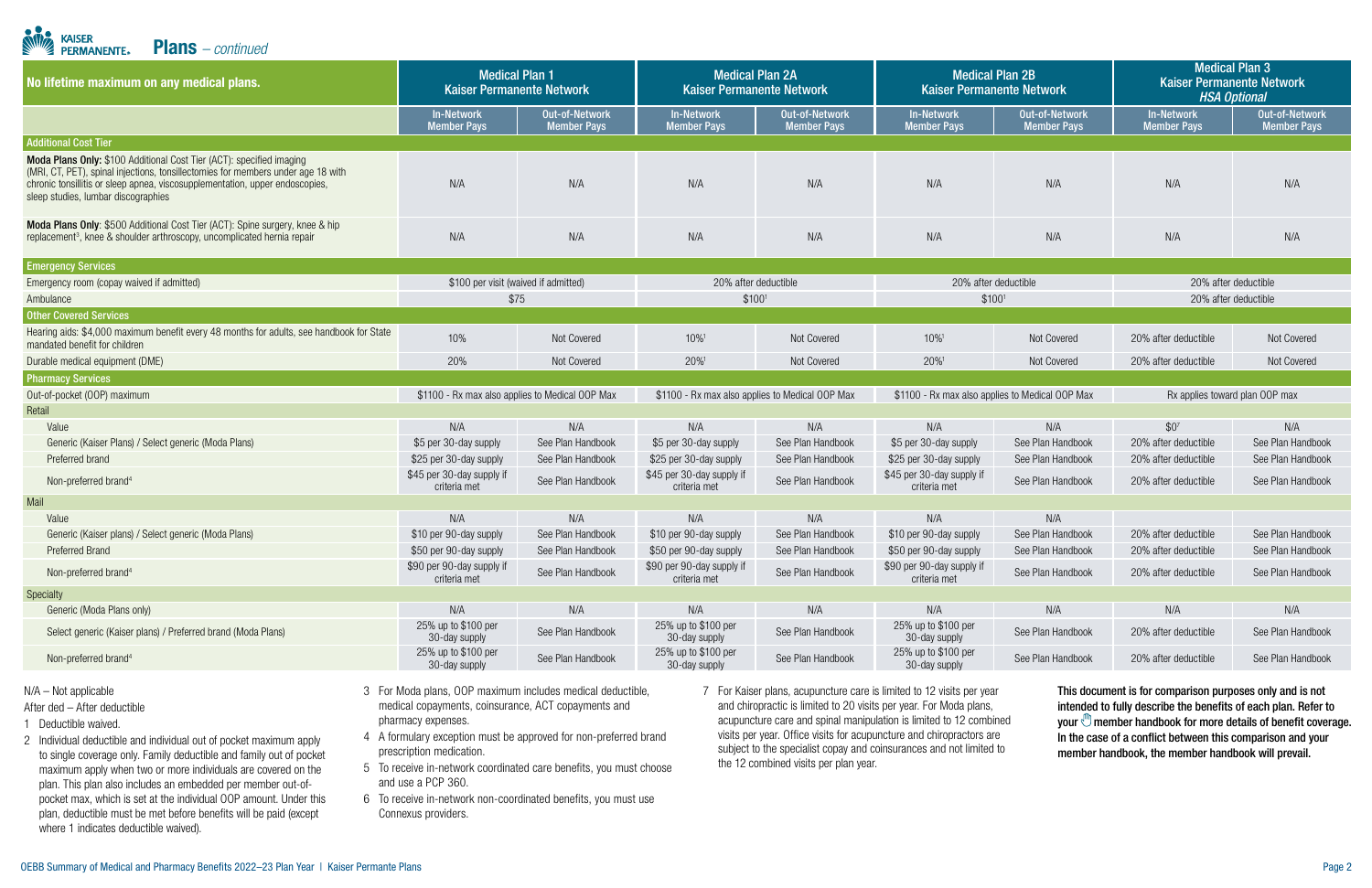## Plans – *continued*

| No lifetime maximum on any medical plans. | Medical Plan 1 Kaiser Permanente Network | | Medical Plan 2A Kaiser Permanente Network | | Medical Plan 2B Kaiser Permanente Network | | Medical Plan 3 Kaiser Permanente Network *HSA Optional* | |
|---|---|---|---|---|---|---|---|---|
| | In-Network Member Pays | Out-of-Network Member Pays | In-Network Member Pays | Out-of-Network Member Pays | In-Network Member Pays | Out-of-Network Member Pays | In-Network Member Pays | Out-of-Network Member Pays |
| **Additional Cost Tier** | | | | | | | | |
| **Moda Plans Only:** $100 Additional Cost Tier (ACT): specified imaging (MRI, CT, PET), spinal injections, tonsillectomies for members under age 18 with chronic tonsillitis or sleep apnea, viscosupplementation, upper endoscopies, sleep studies, lumbar discographies | N/A | N/A | N/A | N/A | N/A | N/A | N/A | N/A |
| **Moda Plans Only**: $500 Additional Cost Tier (ACT): Spine surgery, knee & hip replacement[3], knee & shoulder arthroscopy, uncomplicated hernia repair | N/A | N/A | N/A | N/A | N/A | N/A | N/A | N/A |
| **Emergency Services** | | | | | | | | |
| Emergency room (copay waived if admitted) | $100 per visit (waived if admitted) | | 20% after deductible | | 20% after deductible | | 20% after deductible | |
| Ambulance | $75 | | $100[1] | | $100[1] | | 20% after deductible | |
| **Other Covered Services** | | | | | | | | |
| Hearing aids: $4,000 maximum benefit every 48 months for adults, see handbook for State mandated benefit for children | 10% | Not Covered | 10%[1] | Not Covered | 10%[1] | Not Covered | 20% after deductible | Not Covered |
| Durable medical equipment (DME) | 20% | Not Covered | 20%[1] | Not Covered | 20%[1] | Not Covered | 20% after deductible | Not Covered |
| **Pharmacy Services** | | | | | | | | |
| Out-of-pocket (OOP) maximum | $1100 - Rx max also applies to Medical OOP Max | | $1100 - Rx max also applies to Medical OOP Max | | $1100 - Rx max also applies to Medical OOP Max | | Rx applies toward plan OOP max | |
| **Retail** | | | | | | | | |
| Value | N/A | N/A | N/A | N/A | N/A | N/A | $0[7] | N/A |
| Generic (Kaiser Plans) / Select generic (Moda Plans) | $5 per 30-day supply | See Plan Handbook | $5 per 30-day supply | See Plan Handbook | $5 per 30-day supply | See Plan Handbook | 20% after deductible | See Plan Handbook |
| Preferred brand | $25 per 30-day supply | See Plan Handbook | $25 per 30-day supply | See Plan Handbook | $25 per 30-day supply | See Plan Handbook | 20% after deductible | See Plan Handbook |
| Non-preferred brand[4] | $45 per 30-day supply if criteria met | See Plan Handbook | $45 per 30-day supply if criteria met | See Plan Handbook | $45 per 30-day supply if criteria met | See Plan Handbook | 20% after deductible | See Plan Handbook |
| **Mail** | | | | | | | | |
| Value | N/A | N/A | N/A | N/A | N/A | N/A | | |
| Generic (Kaiser plans) / Select generic (Moda Plans) | $10 per 90-day supply | See Plan Handbook | $10 per 90-day supply | See Plan Handbook | $10 per 90-day supply | See Plan Handbook | 20% after deductible | See Plan Handbook |
| Preferred Brand | $50 per 90-day supply | See Plan Handbook | $50 per 90-day supply | See Plan Handbook | $50 per 90-day supply | See Plan Handbook | 20% after deductible | See Plan Handbook |
| Non-preferred brand[4] | $90 per 90-day supply if criteria met | See Plan Handbook | $90 per 90-day supply if criteria met | See Plan Handbook | $90 per 90-day supply if criteria met | See Plan Handbook | 20% after deductible | See Plan Handbook |
| **Specialty** | | | | | | | | |
| Generic (Moda Plans only) | N/A | N/A | N/A | N/A | N/A | N/A | N/A | N/A |
| Select generic (Kaiser plans) / Preferred brand (Moda Plans) | 25% up to $100 per 30-day supply | See Plan Handbook | 25% up to $100 per 30-day supply | See Plan Handbook | 25% up to $100 per 30-day supply | See Plan Handbook | 20% after deductible | See Plan Handbook |
| Non-preferred brand[4] | 25% up to $100 per 30-day supply | See Plan Handbook | 25% up to $100 per 30-day supply | See Plan Handbook | 25% up to $100 per 30-day supply | See Plan Handbook | 20% after deductible | See Plan Handbook |

N/A – Not applicable

After ded – After deductible

1 Deductible waived.

2 Individual deductible and individual out of pocket maximum apply to single coverage only. Family deductible and family out of pocket maximum apply when two or more individuals are covered on the plan. This plan also includes an embedded per member out-of-pocket max, which is set at the individual OOP amount. Under this plan, deductible must be met before benefits will be paid (except where 1 indicates deductible waived).

3 For Moda plans, OOP maximum includes medical deductible, medical copayments, coinsurance, ACT copayments and pharmacy expenses.

4 A formulary exception must be approved for non-preferred brand prescription medication.

5 To receive in-network coordinated care benefits, you must choose and use a PCP 360.

6 To receive in-network non-coordinated benefits, you must use Connexus providers.

7 For Kaiser plans, acupuncture care is limited to 12 visits per year and chiropractic is limited to 20 visits per year. For Moda plans, acupuncture care and spinal manipulation is limited to 12 combined visits per year. Office visits for acupuncture and chiropractors are subject to the specialist copay and coinsurances and not limited to the 12 combined visits per plan year.

**This document is for comparison purposes only and is not intended to fully describe the benefits of each plan. Refer to your member handbook for more details of benefit coverage. In the case of a conflict between this comparison and your member handbook, the member handbook will prevail.**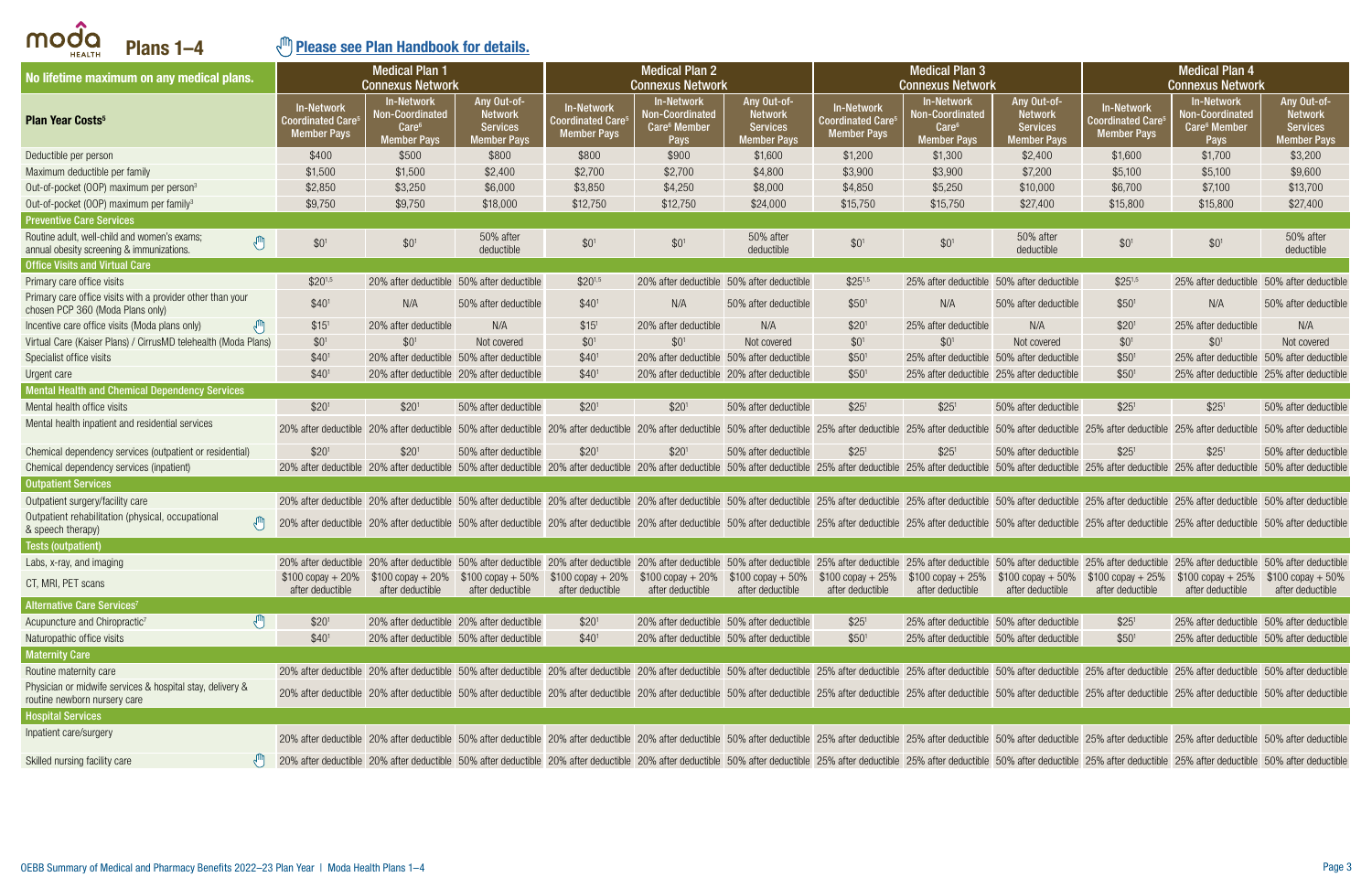# Plans 1–4

Please see Plan Handbook for details.

| No lifetime maximum on any medical plans. | Medical Plan 1 Connexus Network | | | Medical Plan 2 Connexus Network | | | Medical Plan 3 Connexus Network | | | Medical Plan 4 Connexus Network | | |
|---|---|---|---|---|---|---|---|---|---|---|---|---|
| **Plan Year Costs**[5] | In-Network Coordinated Care[5] Member Pays | In-Network Non-Coordinated Care[6] Member Pays | Any Out-of-Network Services Member Pays | In-Network Coordinated Care[5] Member Pays | In-Network Non-Coordinated Care[6] Member Pays | Any Out-of-Network Services Member Pays | In-Network Coordinated Care[5] Member Pays | In-Network Non-Coordinated Care[6] Member Pays | Any Out-of-Network Services Member Pays | In-Network Coordinated Care[5] Member Pays | In-Network Non-Coordinated Care[6] Member Pays | Any Out-of-Network Services Member Pays |
| Deductible per person | $400 | $500 | $800 | $800 | $900 | $1,600 | $1,200 | $1,300 | $2,400 | $1,600 | $1,700 | $3,200 |
| Maximum deductible per family | $1,500 | $1,500 | $2,400 | $2,700 | $2,700 | $4,800 | $3,900 | $3,900 | $7,200 | $5,100 | $5,100 | $9,600 |
| Out-of-pocket (OOP) maximum per person[3] | $2,850 | $3,250 | $6,000 | $3,850 | $4,250 | $8,000 | $4,850 | $5,250 | $10,000 | $6,700 | $7,100 | $13,700 |
| Out-of-pocket (OOP) maximum per family[3] | $9,750 | $9,750 | $18,000 | $12,750 | $12,750 | $24,000 | $15,750 | $15,750 | $27,400 | $15,800 | $15,800 | $27,400 |
| **Preventive Care Services** | | | | | | | | | | | | |
| Routine adult, well-child and women's exams; annual obesity screening & immunizations. | $0[1] | $0[1] | 50% after deductible | $0[1] | $0[1] | 50% after deductible | $0[1] | $0[1] | 50% after deductible | $0[1] | $0[1] | 50% after deductible |
| **Office Visits and Virtual Care** | | | | | | | | | | | | |
| Primary care office visits | $20[1,5] | 20% after deductible | 50% after deductible | $20[1,5] | 20% after deductible | 50% after deductible | $25[1,5] | 25% after deductible | 50% after deductible | $25[1,5] | 25% after deductible | 50% after deductible |
| Primary care office visits with a provider other than your chosen PCP 360 (Moda Plans only) | $40[1] | N/A | 50% after deductible | $40[1] | N/A | 50% after deductible | $50[1] | N/A | 50% after deductible | $50[1] | N/A | 50% after deductible |
| Incentive care office visits (Moda plans only) | $15[1] | 20% after deductible | N/A | $15[1] | 20% after deductible | N/A | $20[1] | 25% after deductible | N/A | $20[1] | 25% after deductible | N/A |
| Virtual Care (Kaiser Plans) / CirrusMD telehealth (Moda Plans) | $0[1] | $0[1] | Not covered | $0[1] | $0[1] | Not covered | $0[1] | $0[1] | Not covered | $0[1] | $0[1] | Not covered |
| Specialist office visits | $40[1] | 20% after deductible | 50% after deductible | $40[1] | 20% after deductible | 50% after deductible | $50[1] | 25% after deductible | 50% after deductible | $50[1] | 25% after deductible | 50% after deductible |
| Urgent care | $40[1] | 20% after deductible | 20% after deductible | $40[1] | 20% after deductible | 20% after deductible | $50[1] | 25% after deductible | 25% after deductible | $50[1] | 25% after deductible | 25% after deductible |
| **Mental Health and Chemical Dependency Services** | | | | | | | | | | | | |
| Mental health office visits | $20[1] | $20[1] | 50% after deductible | $20[1] | $20[1] | 50% after deductible | $25[1] | $25[1] | 50% after deductible | $25[1] | $25[1] | 50% after deductible |
| Mental health inpatient and residential services | 20% after deductible | 20% after deductible | 50% after deductible | 20% after deductible | 20% after deductible | 50% after deductible | 25% after deductible | 25% after deductible | 50% after deductible | 25% after deductible | 25% after deductible | 50% after deductible |
| Chemical dependency services (outpatient or residential) | $20[1] | $20[1] | 50% after deductible | $20[1] | $20[1] | 50% after deductible | $25[1] | $25[1] | 50% after deductible | $25[1] | $25[1] | 50% after deductible |
| Chemical dependency services (inpatient) | 20% after deductible | 20% after deductible | 50% after deductible | 20% after deductible | 20% after deductible | 50% after deductible | 25% after deductible | 25% after deductible | 50% after deductible | 25% after deductible | 25% after deductible | 50% after deductible |
| **Outpatient Services** | | | | | | | | | | | | |
| Outpatient surgery/facility care | 20% after deductible | 20% after deductible | 50% after deductible | 20% after deductible | 20% after deductible | 50% after deductible | 25% after deductible | 25% after deductible | 50% after deductible | 25% after deductible | 25% after deductible | 50% after deductible |
| Outpatient rehabilitation (physical, occupational & speech therapy) | 20% after deductible | 20% after deductible | 50% after deductible | 20% after deductible | 20% after deductible | 50% after deductible | 25% after deductible | 25% after deductible | 50% after deductible | 25% after deductible | 25% after deductible | 50% after deductible |
| **Tests (outpatient)** | | | | | | | | | | | | |
| Labs, x-ray, and imaging | 20% after deductible | 20% after deductible | 50% after deductible | 20% after deductible | 20% after deductible | 50% after deductible | 25% after deductible | 25% after deductible | 50% after deductible | 25% after deductible | 25% after deductible | 50% after deductible |
| CT, MRI, PET scans | $100 copay + 20% after deductible | $100 copay + 20% after deductible | $100 copay + 50% after deductible | $100 copay + 20% after deductible | $100 copay + 20% after deductible | $100 copay + 50% after deductible | $100 copay + 25% after deductible | $100 copay + 25% after deductible | $100 copay + 50% after deductible | $100 copay + 25% after deductible | $100 copay + 25% after deductible | $100 copay + 50% after deductible |
| **Alternative Care Services**[7] | | | | | | | | | | | | |
| Acupuncture and Chiropractic[7] | $20[1] | 20% after deductible | 20% after deductible | $20[1] | 20% after deductible | 50% after deductible | $25[1] | 25% after deductible | 50% after deductible | $25[1] | 25% after deductible | 50% after deductible |
| Naturopathic office visits | $40[1] | 20% after deductible | 50% after deductible | $40[1] | 20% after deductible | 50% after deductible | $50[1] | 25% after deductible | 50% after deductible | $50[1] | 25% after deductible | 50% after deductible |
| **Maternity Care** | | | | | | | | | | | | |
| Routine maternity care | 20% after deductible | 20% after deductible | 50% after deductible | 20% after deductible | 20% after deductible | 50% after deductible | 25% after deductible | 25% after deductible | 50% after deductible | 25% after deductible | 25% after deductible | 50% after deductible |
| Physician or midwife services & hospital stay, delivery & routine newborn nursery care | 20% after deductible | 20% after deductible | 50% after deductible | 20% after deductible | 20% after deductible | 50% after deductible | 25% after deductible | 25% after deductible | 50% after deductible | 25% after deductible | 25% after deductible | 50% after deductible |
| **Hospital Services** | | | | | | | | | | | | |
| Inpatient care/surgery | 20% after deductible | 20% after deductible | 50% after deductible | 20% after deductible | 20% after deductible | 50% after deductible | 25% after deductible | 25% after deductible | 50% after deductible | 25% after deductible | 25% after deductible | 50% after deductible |
| Skilled nursing facility care | 20% after deductible | 20% after deductible | 50% after deductible | 20% after deductible | 20% after deductible | 50% after deductible | 25% after deductible | 25% after deductible | 50% after deductible | 25% after deductible | 25% after deductible | 50% after deductible |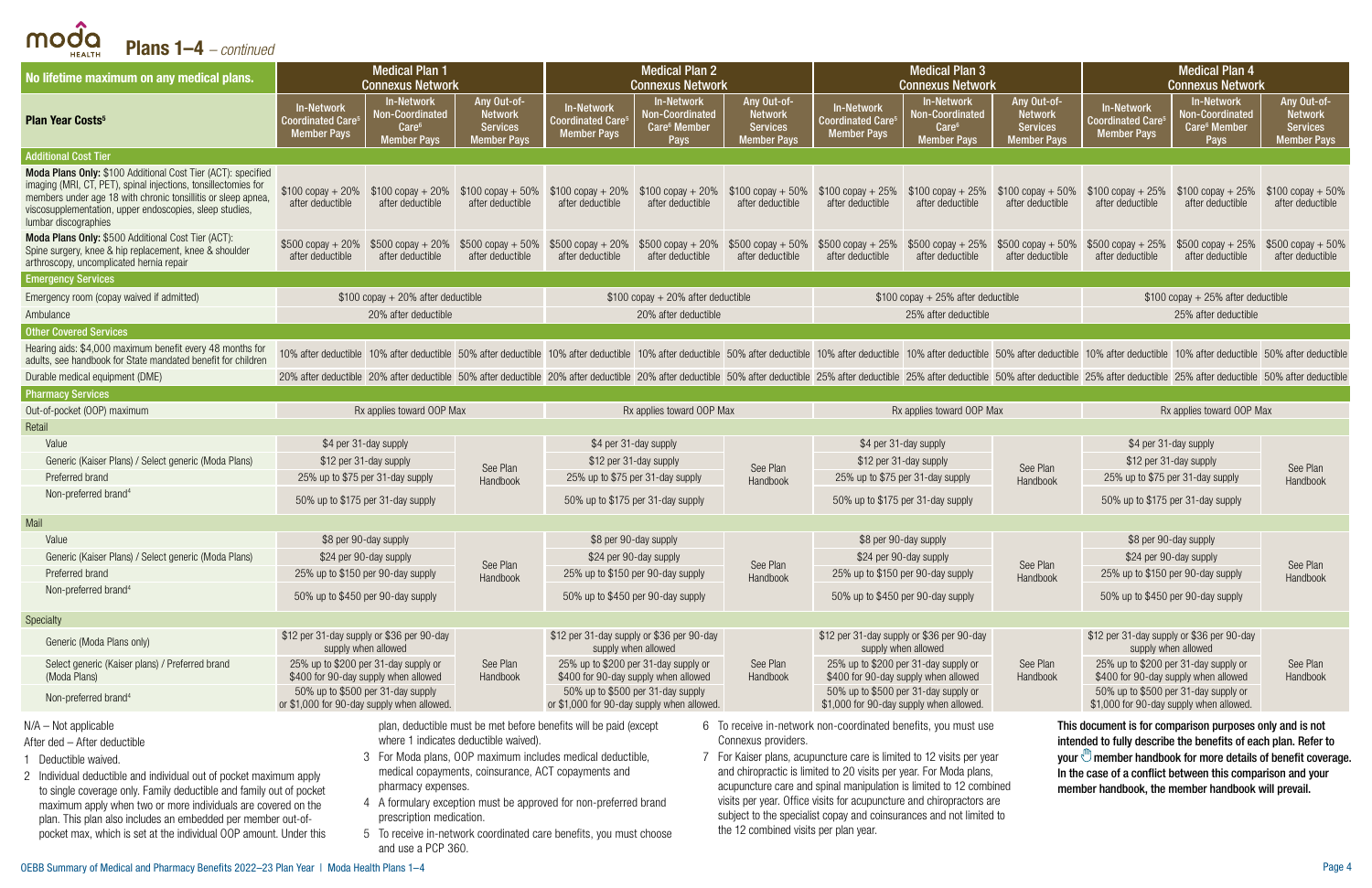## Plans 1–4 – *continued*

| No lifetime maximum on any medical plans. | Medical Plan 1 Connexus Network | | | Medical Plan 2 Connexus Network | | | Medical Plan 3 Connexus Network | | | Medical Plan 4 Connexus Network | | |
|---|---|---|---|---|---|---|---|---|---|---|---|---|
| **Plan Year Costs**[6] | In-Network Coordinated Care[5] Member Pays | In-Network Non-Coordinated Care[6] Member Pays | Any Out-of-Network Services Member Pays | In-Network Coordinated Care[5] Member Pays | In-Network Non-Coordinated Care[6] Member Pays | Any Out-of-Network Services Member Pays | In-Network Coordinated Care[5] Member Pays | In-Network Non-Coordinated Care[6] Member Pays | Any Out-of-Network Services Member Pays | In-Network Coordinated Care[5] Member Pays | In-Network Non-Coordinated Care[6] Member Pays | Any Out-of-Network Services Member Pays |
| **Additional Cost Tier** | | | | | | | | | | | | |
| **Moda Plans Only:** $100 Additional Cost Tier (ACT): specified imaging (MRI, CT, PET), spinal injections, tonsillectomies for members under age 18 with chronic tonsillitis or sleep apnea, viscosupplementation, upper endoscopies, sleep studies, lumbar discographies | $100 copay + 20% after deductible | $100 copay + 20% after deductible | $100 copay + 50% after deductible | $100 copay + 20% after deductible | $100 copay + 20% after deductible | $100 copay + 50% after deductible | $100 copay + 25% after deductible | $100 copay + 25% after deductible | $100 copay + 50% after deductible | $100 copay + 25% after deductible | $100 copay + 25% after deductible | $100 copay + 50% after deductible |
| **Moda Plans Only:** $500 Additional Cost Tier (ACT): Spine surgery, knee & hip replacement, knee & shoulder arthroscopy, uncomplicated hernia repair | $500 copay + 20% after deductible | $500 copay + 20% after deductible | $500 copay + 50% after deductible | $500 copay + 20% after deductible | $500 copay + 20% after deductible | $500 copay + 50% after deductible | $500 copay + 25% after deductible | $500 copay + 25% after deductible | $500 copay + 50% after deductible | $500 copay + 25% after deductible | $500 copay + 25% after deductible | $500 copay + 50% after deductible |
| **Emergency Services** | | | | | | | | | | | | |
| Emergency room (copay waived if admitted) | $100 copay + 20% after deductible | | | $100 copay + 20% after deductible | | | $100 copay + 25% after deductible | | | $100 copay + 25% after deductible | | |
| Ambulance | 20% after deductible | | | 20% after deductible | | | 25% after deductible | | | 25% after deductible | | |
| **Other Covered Services** | | | | | | | | | | | | |
| Hearing aids: $4,000 maximum benefit every 48 months for adults, see handbook for State mandated benefit for children | 10% after deductible | 10% after deductible | 50% after deductible | 10% after deductible | 10% after deductible | 50% after deductible | 10% after deductible | 10% after deductible | 50% after deductible | 10% after deductible | 10% after deductible | 50% after deductible |
| Durable medical equipment (DME) | 20% after deductible | 20% after deductible | 50% after deductible | 20% after deductible | 20% after deductible | 50% after deductible | 25% after deductible | 25% after deductible | 50% after deductible | 25% after deductible | 25% after deductible | 50% after deductible |
| **Pharmacy Services** | | | | | | | | | | | | |
| Out-of-pocket (OOP) maximum | Rx applies toward OOP Max | | | Rx applies toward OOP Max | | | Rx applies toward OOP Max | | | Rx applies toward OOP Max | | |
| Retail | | | | | | | | | | | | |
| Value | $4 per 31-day supply | | See Plan Handbook | $4 per 31-day supply | | See Plan Handbook | $4 per 31-day supply | | See Plan Handbook | $4 per 31-day supply | | See Plan Handbook |
| Generic (Kaiser Plans) / Select generic (Moda Plans) | $12 per 31-day supply | | | $12 per 31-day supply | | | $12 per 31-day supply | | | $12 per 31-day supply | | |
| Preferred brand | 25% up to $75 per 31-day supply | | | 25% up to $75 per 31-day supply | | | 25% up to $75 per 31-day supply | | | 25% up to $75 per 31-day supply | | |
| Non-preferred brand[4] | 50% up to $175 per 31-day supply | | | 50% up to $175 per 31-day supply | | | 50% up to $175 per 31-day supply | | | 50% up to $175 per 31-day supply | | |
| Mail | | | | | | | | | | | | |
| Value | $8 per 90-day supply | | See Plan Handbook | $8 per 90-day supply | | See Plan Handbook | $8 per 90-day supply | | See Plan Handbook | $8 per 90-day supply | | See Plan Handbook |
| Generic (Kaiser Plans) / Select generic (Moda Plans) | $24 per 90-day supply | | | $24 per 90-day supply | | | $24 per 90-day supply | | | $24 per 90-day supply | | |
| Preferred brand | 25% up to $150 per 90-day supply | | | 25% up to $150 per 90-day supply | | | 25% up to $150 per 90-day supply | | | 25% up to $150 per 90-day supply | | |
| Non-preferred brand[4] | 50% up to $450 per 90-day supply | | | 50% up to $450 per 90-day supply | | | 50% up to $450 per 90-day supply | | | 50% up to $450 per 90-day supply | | |
| Specialty | | | | | | | | | | | | |
| Generic (Moda Plans only) | $12 per 31-day supply or $36 per 90-day supply when allowed | | See Plan Handbook | $12 per 31-day supply or $36 per 90-day supply when allowed | | See Plan Handbook | $12 per 31-day supply or $36 per 90-day supply when allowed | | See Plan Handbook | $12 per 31-day supply or $36 per 90-day supply when allowed | | See Plan Handbook |
| Select generic (Kaiser plans) / Preferred brand (Moda Plans) | 25% up to $200 per 31-day supply or $400 for 90-day supply when allowed | | | 25% up to $200 per 31-day supply or $400 for 90-day supply when allowed | | | 25% up to $200 per 31-day supply or $400 for 90-day supply when allowed | | | 25% up to $200 per 31-day supply or $400 for 90-day supply when allowed | | |
| Non-preferred brand[4] | 50% up to $500 per 31-day supply or $1,000 for 90-day supply when allowed. | | | 50% up to $500 per 31-day supply or $1,000 for 90-day supply when allowed. | | | 50% up to $500 per 31-day supply or $1,000 for 90-day supply when allowed. | | | 50% up to $500 per 31-day supply or $1,000 for 90-day supply when allowed. | | |

N/A – Not applicable

After ded – After deductible

1. Deductible waived.
2. Individual deductible and individual out of pocket maximum apply to single coverage only. Family deductible and family out of pocket maximum apply when two or more individuals are covered on the plan. This plan also includes an embedded per member out-of-pocket max, which is set at the individual OOP amount. Under this plan, deductible must be met before benefits will be paid (except where 1 indicates deductible waived).
3. For Moda plans, OOP maximum includes medical deductible, medical copayments, coinsurance, ACT copayments and pharmacy expenses.
4. A formulary exception must be approved for non-preferred brand prescription medication.
5. To receive in-network coordinated care benefits, you must choose and use a PCP 360.
6. To receive in-network non-coordinated benefits, you must use Connexus providers.
7. For Kaiser plans, acupuncture care is limited to 12 visits per year and chiropractic is limited to 20 visits per year. For Moda plans, acupuncture care and spinal manipulation is limited to 12 combined visits per year. Office visits for acupuncture and chiropractors are subject to the specialist copay and coinsurances and not limited to the 12 combined visits per plan year.

**This document is for comparison purposes only and is not intended to fully describe the benefits of each plan. Refer to your member handbook for more details of benefit coverage. In the case of a conflict between this comparison and your member handbook, the member handbook will prevail.**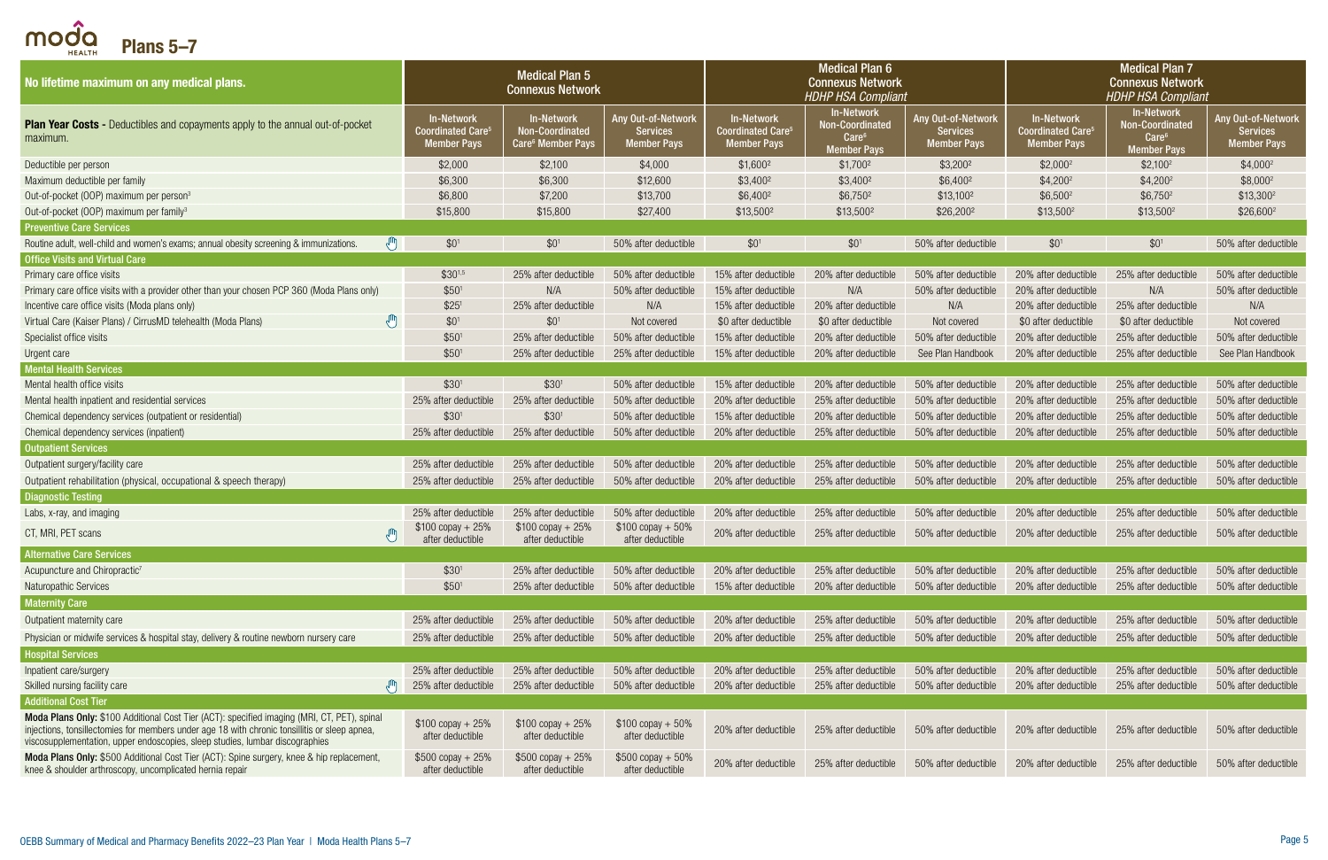# Plans 5–7

| No lifetime maximum on any medical plans. | Medical Plan 5 Connexus Network | | | Medical Plan 6 Connexus Network *HDHP HSA Compliant* | | | Medical Plan 7 Connexus Network *HDHP HSA Compliant* | | |
|---|---|---|---|---|---|---|---|---|---|
| **Plan Year Costs -** Deductibles and copayments apply to the annual out-of-pocket maximum. | In-Network Coordinated Care[5] Member Pays | In-Network Non-Coordinated Care[6] Member Pays | Any Out-of-Network Services Member Pays | In-Network Coordinated Care[5] Member Pays | In-Network Non-Coordinated Care[6] Member Pays | Any Out-of-Network Services Member Pays | In-Network Coordinated Care[5] Member Pays | In-Network Non-Coordinated Care[6] Member Pays | Any Out-of-Network Services Member Pays |
| Deductible per person | $2,000 | $2,100 | $4,000 | $1,600[2] | $1,700[2] | $3,200[2] | $2,000[2] | $2,100[2] | $4,000[2] |
| Maximum deductible per family | $6,300 | $6,300 | $12,600 | $3,400[2] | $3,400[2] | $6,400[2] | $4,200[2] | $4,200[2] | $8,000[2] |
| Out-of-pocket (OOP) maximum per person[3] | $6,800 | $7,200 | $13,700 | $6,400[2] | $6,750[2] | $13,100[2] | $6,500[2] | $6,750[2] | $13,300[2] |
| Out-of-pocket (OOP) maximum per family[3] | $15,800 | $15,800 | $27,400 | $13,500[2] | $13,500[2] | $26,200[2] | $13,500[2] | $13,500[2] | $26,600[2] |
| **Preventive Care Services** | | | | | | | | | |
| Routine adult, well-child and women's exams; annual obesity screening & immunizations. | $0[1] | $0[1] | 50% after deductible | $0[1] | $0[1] | 50% after deductible | $0[1] | $0[1] | 50% after deductible |
| **Office Visits and Virtual Care** | | | | | | | | | |
| Primary care office visits | $30[1,5] | 25% after deductible | 50% after deductible | 15% after deductible | 20% after deductible | 50% after deductible | 20% after deductible | 25% after deductible | 50% after deductible |
| Primary care office visits with a provider other than your chosen PCP 360 (Moda Plans only) | $50[1] | N/A | 50% after deductible | 15% after deductible | N/A | 50% after deductible | 20% after deductible | N/A | 50% after deductible |
| Incentive care office visits (Moda plans only) | $25[1] | 25% after deductible | N/A | 15% after deductible | 20% after deductible | N/A | 20% after deductible | 25% after deductible | N/A |
| Virtual Care (Kaiser Plans) / CirrusMD telehealth (Moda Plans) | $0[1] | $0[1] | Not covered | $0 after deductible | $0 after deductible | Not covered | $0 after deductible | $0 after deductible | Not covered |
| Specialist office visits | $50[1] | 25% after deductible | 50% after deductible | 15% after deductible | 20% after deductible | 50% after deductible | 20% after deductible | 25% after deductible | 50% after deductible |
| Urgent care | $50[1] | 25% after deductible | 25% after deductible | 15% after deductible | 20% after deductible | See Plan Handbook | 20% after deductible | 25% after deductible | See Plan Handbook |
| **Mental Health Services** | | | | | | | | | |
| Mental health office visits | $30[1] | $30[1] | 50% after deductible | 15% after deductible | 20% after deductible | 50% after deductible | 20% after deductible | 25% after deductible | 50% after deductible |
| Mental health inpatient and residential services | 25% after deductible | 25% after deductible | 50% after deductible | 20% after deductible | 25% after deductible | 50% after deductible | 20% after deductible | 25% after deductible | 50% after deductible |
| Chemical dependency services (outpatient or residential) | $30[1] | $30[1] | 50% after deductible | 15% after deductible | 20% after deductible | 50% after deductible | 20% after deductible | 25% after deductible | 50% after deductible |
| Chemical dependency services (inpatient) | 25% after deductible | 25% after deductible | 50% after deductible | 20% after deductible | 25% after deductible | 50% after deductible | 20% after deductible | 25% after deductible | 50% after deductible |
| **Outpatient Services** | | | | | | | | | |
| Outpatient surgery/facility care | 25% after deductible | 25% after deductible | 50% after deductible | 20% after deductible | 25% after deductible | 50% after deductible | 20% after deductible | 25% after deductible | 50% after deductible |
| Outpatient rehabilitation (physical, occupational & speech therapy) | 25% after deductible | 25% after deductible | 50% after deductible | 20% after deductible | 25% after deductible | 50% after deductible | 20% after deductible | 25% after deductible | 50% after deductible |
| **Diagnostic Testing** | | | | | | | | | |
| Labs, x-ray, and imaging | 25% after deductible | 25% after deductible | 50% after deductible | 20% after deductible | 25% after deductible | 50% after deductible | 20% after deductible | 25% after deductible | 50% after deductible |
| CT, MRI, PET scans | $100 copay + 25% after deductible | $100 copay + 25% after deductible | $100 copay + 50% after deductible | 20% after deductible | 25% after deductible | 50% after deductible | 20% after deductible | 25% after deductible | 50% after deductible |
| **Alternative Care Services** | | | | | | | | | |
| Acupuncture and Chiropractic[7] | $30[1] | 25% after deductible | 50% after deductible | 20% after deductible | 25% after deductible | 50% after deductible | 20% after deductible | 25% after deductible | 50% after deductible |
| Naturopathic Services | $50[1] | 25% after deductible | 50% after deductible | 15% after deductible | 20% after deductible | 50% after deductible | 20% after deductible | 25% after deductible | 50% after deductible |
| **Maternity Care** | | | | | | | | | |
| Outpatient maternity care | 25% after deductible | 25% after deductible | 50% after deductible | 20% after deductible | 25% after deductible | 50% after deductible | 20% after deductible | 25% after deductible | 50% after deductible |
| Physician or midwife services & hospital stay, delivery & routine newborn nursery care | 25% after deductible | 25% after deductible | 50% after deductible | 20% after deductible | 25% after deductible | 50% after deductible | 20% after deductible | 25% after deductible | 50% after deductible |
| **Hospital Services** | | | | | | | | | |
| Inpatient care/surgery | 25% after deductible | 25% after deductible | 50% after deductible | 20% after deductible | 25% after deductible | 50% after deductible | 20% after deductible | 25% after deductible | 50% after deductible |
| Skilled nursing facility care | 25% after deductible | 25% after deductible | 50% after deductible | 20% after deductible | 25% after deductible | 50% after deductible | 20% after deductible | 25% after deductible | 50% after deductible |
| **Additional Cost Tier** | | | | | | | | | |
| **Moda Plans Only:** $100 Additional Cost Tier (ACT): specified imaging (MRI, CT, PET), spinal injections, tonsillectomies for members under age 18 with chronic tonsillitis or sleep apnea, viscosupplementation, upper endoscopies, sleep studies, lumbar discographies | $100 copay + 25% after deductible | $100 copay + 25% after deductible | $100 copay + 50% after deductible | 20% after deductible | 25% after deductible | 50% after deductible | 20% after deductible | 25% after deductible | 50% after deductible |
| **Moda Plans Only:** $500 Additional Cost Tier (ACT): Spine surgery, knee & hip replacement, knee & shoulder arthroscopy, uncomplicated hernia repair | $500 copay + 25% after deductible | $500 copay + 25% after deductible | $500 copay + 50% after deductible | 20% after deductible | 25% after deductible | 50% after deductible | 20% after deductible | 25% after deductible | 50% after deductible |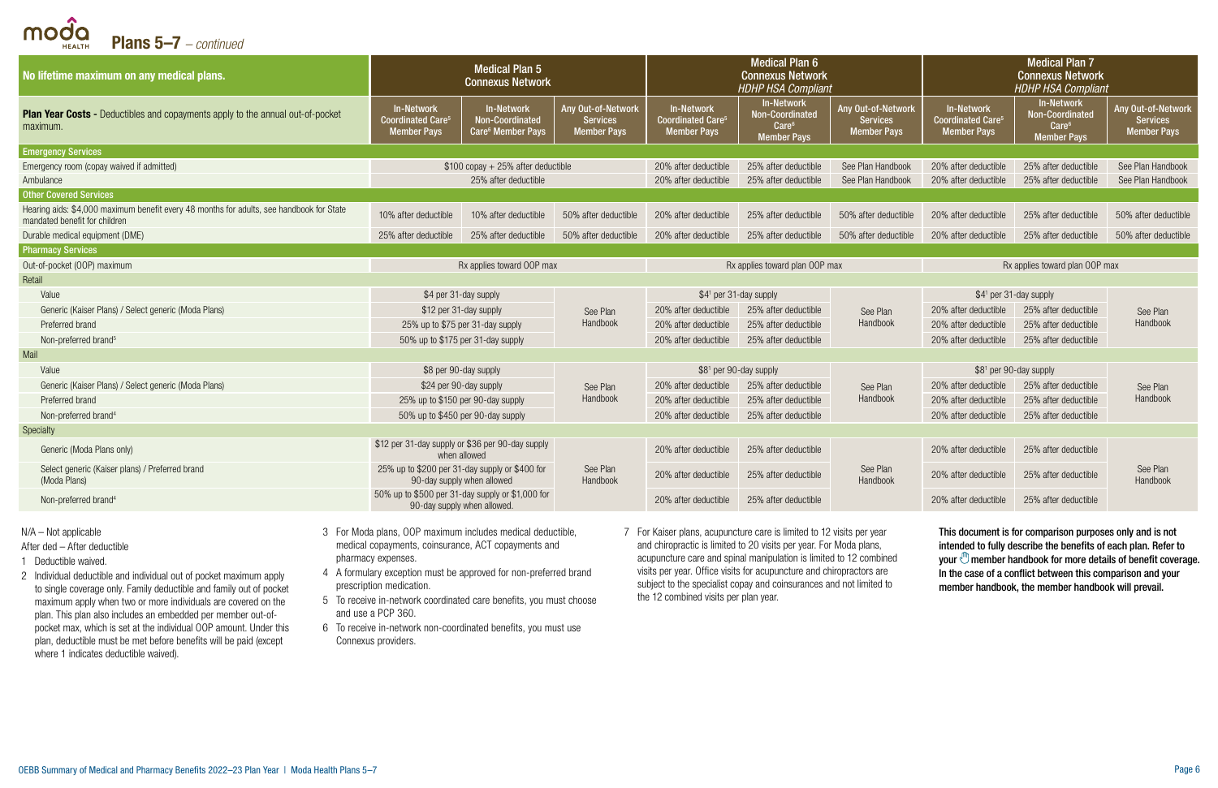## Plans 5–7 – *continued*

| No lifetime maximum on any medical plans. | Medical Plan 5 Connexus Network | | | Medical Plan 6 Connexus Network *HDHP HSA Compliant* | | | Medical Plan 7 Connexus Network *HDHP HSA Compliant* | | |
|---|---|---|---|---|---|---|---|---|---|
| **Plan Year Costs -** Deductibles and copayments apply to the annual out-of-pocket maximum. | In-Network Coordinated Care[5] Member Pays | In-Network Non-Coordinated Care[6] Member Pays | Any Out-of-Network Services Member Pays | In-Network Coordinated Care[5] Member Pays | In-Network Non-Coordinated Care[6] Member Pays | Any Out-of-Network Services Member Pays | In-Network Coordinated Care[5] Member Pays | In-Network Non-Coordinated Care[6] Member Pays | Any Out-of-Network Services Member Pays |
| **Emergency Services** | | | | | | | | | |
| Emergency room (copay waived if admitted) | $100 copay + 25% after deductible | | | 20% after deductible | 25% after deductible | See Plan Handbook | 20% after deductible | 25% after deductible | See Plan Handbook |
| Ambulance | 25% after deductible | | | 20% after deductible | 25% after deductible | See Plan Handbook | 20% after deductible | 25% after deductible | See Plan Handbook |
| **Other Covered Services** | | | | | | | | | |
| Hearing aids: $4,000 maximum benefit every 48 months for adults, see handbook for State mandated benefit for children | 10% after deductible | 10% after deductible | 50% after deductible | 20% after deductible | 25% after deductible | 50% after deductible | 20% after deductible | 25% after deductible | 50% after deductible |
| Durable medical equipment (DME) | 25% after deductible | 25% after deductible | 50% after deductible | 20% after deductible | 25% after deductible | 50% after deductible | 20% after deductible | 25% after deductible | 50% after deductible |
| **Pharmacy Services** | | | | | | | | | |
| Out-of-pocket (OOP) maximum | Rx applies toward OOP max | | | Rx applies toward plan OOP max | | | Rx applies toward plan OOP max | | |
| Retail | | | | | | | | | |
| Value | $4 per 31-day supply | | See Plan Handbook | $4[1] per 31-day supply | | See Plan Handbook | $4[1] per 31-day supply | | See Plan Handbook |
| Generic (Kaiser Plans) / Select generic (Moda Plans) | $12 per 31-day supply | | | 20% after deductible | 25% after deductible | | 20% after deductible | 25% after deductible | |
| Preferred brand | 25% up to $75 per 31-day supply | | | 20% after deductible | 25% after deductible | | 20% after deductible | 25% after deductible | |
| Non-preferred brand[5] | 50% up to $175 per 31-day supply | | | 20% after deductible | 25% after deductible | | 20% after deductible | 25% after deductible | |
| Mail | | | | | | | | | |
| Value | $8 per 90-day supply | | See Plan Handbook | $8[1] per 90-day supply | | See Plan Handbook | $8[1] per 90-day supply | | See Plan Handbook |
| Generic (Kaiser Plans) / Select generic (Moda Plans) | $24 per 90-day supply | | | 20% after deductible | 25% after deductible | | 20% after deductible | 25% after deductible | |
| Preferred brand | 25% up to $150 per 90-day supply | | | 20% after deductible | 25% after deductible | | 20% after deductible | 25% after deductible | |
| Non-preferred brand[4] | 50% up to $450 per 90-day supply | | | 20% after deductible | 25% after deductible | | 20% after deductible | 25% after deductible | |
| Specialty | | | | | | | | | |
| Generic (Moda Plans only) | $12 per 31-day supply or $36 per 90-day supply when allowed | | See Plan Handbook | 20% after deductible | 25% after deductible | See Plan Handbook | 20% after deductible | 25% after deductible | See Plan Handbook |
| Select generic (Kaiser plans) / Preferred brand (Moda Plans) | 25% up to $200 per 31-day supply or $400 for 90-day supply when allowed | | | 20% after deductible | 25% after deductible | | 20% after deductible | 25% after deductible | |
| Non-preferred brand[4] | 50% up to $500 per 31-day supply or $1,000 for 90-day supply when allowed. | | | 20% after deductible | 25% after deductible | | 20% after deductible | 25% after deductible | |

N/A – Not applicable

After ded – After deductible

1 Deductible waived.

2 Individual deductible and individual out of pocket maximum apply to single coverage only. Family deductible and family out of pocket maximum apply when two or more individuals are covered on the plan. This plan also includes an embedded per member out-of-pocket max, which is set at the individual OOP amount. Under this plan, deductible must be met before benefits will be paid (except where 1 indicates deductible waived).

3 For Moda plans, OOP maximum includes medical deductible, medical copayments, coinsurance, ACT copayments and pharmacy expenses.

4 A formulary exception must be approved for non-preferred brand prescription medication.

5 To receive in-network coordinated care benefits, you must choose and use a PCP 360.

6 To receive in-network non-coordinated benefits, you must use Connexus providers.

7 For Kaiser plans, acupuncture care is limited to 12 visits per year and chiropractic is limited to 20 visits per year. For Moda plans, acupuncture care and spinal manipulation is limited to 12 combined visits per year. Office visits for acupuncture and chiropractors are subject to the specialist copay and coinsurances and not limited to the 12 combined visits per plan year.

**This document is for comparison purposes only and is not intended to fully describe the benefits of each plan. Refer to your member handbook for more details of benefit coverage. In the case of a conflict between this comparison and your member handbook, the member handbook will prevail.**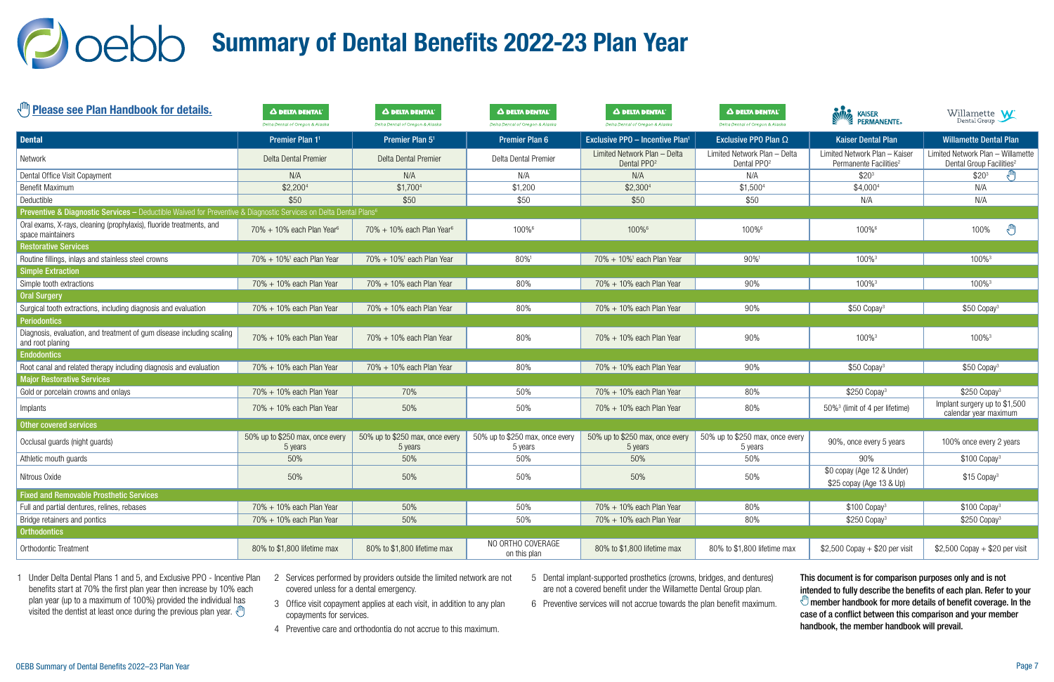# oebb Summary of Dental Benefits 2022-23 Plan Year

Please see Plan Handbook for details.

| Dental | Premier Plan 1[1] | Premier Plan 5[1] | Premier Plan 6 | Exclusive PPO – Incentive Plan[1] | Exclusive PPO Plan Ω | Kaiser Dental Plan | Willamette Dental Plan |
|---|---|---|---|---|---|---|---|
| | Delta Dental of Oregon & Alaska | Delta Dental of Oregon & Alaska | Delta Dental of Oregon & Alaska | Delta Dental of Oregon & Alaska | Delta Dental of Oregon & Alaska | Kaiser Permanente | Willamette Dental Group |
| Network | Delta Dental Premier | Delta Dental Premier | Delta Dental Premier | Limited Network Plan – Delta Dental PPO[2] | Limited Network Plan – Delta Dental PPO[2] | Limited Network Plan – Kaiser Permanente Facilities[2] | Limited Network Plan – Willamette Dental Group Facilities[2] |
| Dental Office Visit Copayment | N/A | N/A | N/A | N/A | N/A | $20[3] | $20[3] |
| Benefit Maximum | $2,200[4] | $1,700[4] | $1,200 | $2,300[4] | $1,500[4] | $4,000[4] | N/A |
| Deductible | $50 | $50 | $50 | $50 | $50 | N/A | N/A |
| **Preventive & Diagnostic Services** – Deductible Waived for Preventive & Diagnostic Services on Delta Dental Plans[6] | | | | | | | |
| Oral exams, X-rays, cleaning (prophylaxis), fluoride treatments, and space maintainers | 70% + 10% each Plan Year[6] | 70% + 10% each Plan Year[6] | 100%[6] | 100%[6] | 100%[6] | 100%[6] | 100% |
| **Restorative Services** | | | | | | | |
| Routine fillings, inlays and stainless steel crowns | 70% + 10%[1] each Plan Year | 70% + 10%[1] each Plan Year | 80%[1] | 70% + 10%[1] each Plan Year | 90%[1] | 100%[3] | 100%[3] |
| **Simple Extraction** | | | | | | | |
| Simple tooth extractions | 70% + 10% each Plan Year | 70% + 10% each Plan Year | 80% | 70% + 10% each Plan Year | 90% | 100%[3] | 100%[3] |
| **Oral Surgery** | | | | | | | |
| Surgical tooth extractions, including diagnosis and evaluation | 70% + 10% each Plan Year | 70% + 10% each Plan Year | 80% | 70% + 10% each Plan Year | 90% | $50 Copay[3] | $50 Copay[3] |
| **Periodontics** | | | | | | | |
| Diagnosis, evaluation, and treatment of gum disease including scaling and root planing | 70% + 10% each Plan Year | 70% + 10% each Plan Year | 80% | 70% + 10% each Plan Year | 90% | 100%[3] | 100%[3] |
| **Endodontics** | | | | | | | |
| Root canal and related therapy including diagnosis and evaluation | 70% + 10% each Plan Year | 70% + 10% each Plan Year | 80% | 70% + 10% each Plan Year | 90% | $50 Copay[3] | $50 Copay[3] |
| **Major Restorative Services** | | | | | | | |
| Gold or porcelain crowns and onlays | 70% + 10% each Plan Year | 70% | 50% | 70% + 10% each Plan Year | 80% | $250 Copay[3] | $250 Copay[3] |
| Implants | 70% + 10% each Plan Year | 50% | 50% | 70% + 10% each Plan Year | 80% | 50%[3] (limit of 4 per lifetime) | Implant surgery up to $1,500 calendar year maximum |
| **Other covered services** | | | | | | | |
| Occlusal guards (night guards) | 50% up to $250 max, once every 5 years | 50% up to $250 max, once every 5 years | 50% up to $250 max, once every 5 years | 50% up to $250 max, once every 5 years | 50% up to $250 max, once every 5 years | 90%, once every 5 years | 100% once every 2 years |
| Athletic mouth guards | 50% | 50% | 50% | 50% | 50% | 90% | $100 Copay[3] |
| Nitrous Oxide | 50% | 50% | 50% | 50% | 50% | $0 copay (Age 12 & Under) $25 copay (Age 13 & Up) | $15 Copay[3] |
| **Fixed and Removable Prosthetic Services** | | | | | | | |
| Full and partial dentures, relines, rebases | 70% + 10% each Plan Year | 50% | 50% | 70% + 10% each Plan Year | 80% | $100 Copay[3] | $100 Copay[3] |
| Bridge retainers and pontics | 70% + 10% each Plan Year | 50% | 50% | 70% + 10% each Plan Year | 80% | $250 Copay[3] | $250 Copay[3] |
| **Orthodontics** | | | | | | | |
| Orthodontic Treatment | 80% to $1,800 lifetime max | 80% to $1,800 lifetime max | NO ORTHO COVERAGE on this plan | 80% to $1,800 lifetime max | 80% to $1,800 lifetime max | $2,500 Copay + $20 per visit | $2,500 Copay + $20 per visit |

1 Under Delta Dental Plans 1 and 5, and Exclusive PPO - Incentive Plan benefits start at 70% the first plan year then increase by 10% each plan year (up to a maximum of 100%) provided the individual has visited the dentist at least once during the previous plan year.

2 Services performed by providers outside the limited network are not covered unless for a dental emergency.

3 Office visit copayment applies at each visit, in addition to any plan copayments for services.

4 Preventive care and orthodontia do not accrue to this maximum.

5 Dental implant-supported prosthetics (crowns, bridges, and dentures) are not a covered benefit under the Willamette Dental Group plan.

6 Preventive services will not accrue towards the plan benefit maximum.

**This document is for comparison purposes only and is not intended to fully describe the benefits of each plan. Refer to your member handbook for more details of benefit coverage. In the case of a conflict between this comparison and your member handbook, the member handbook will prevail.**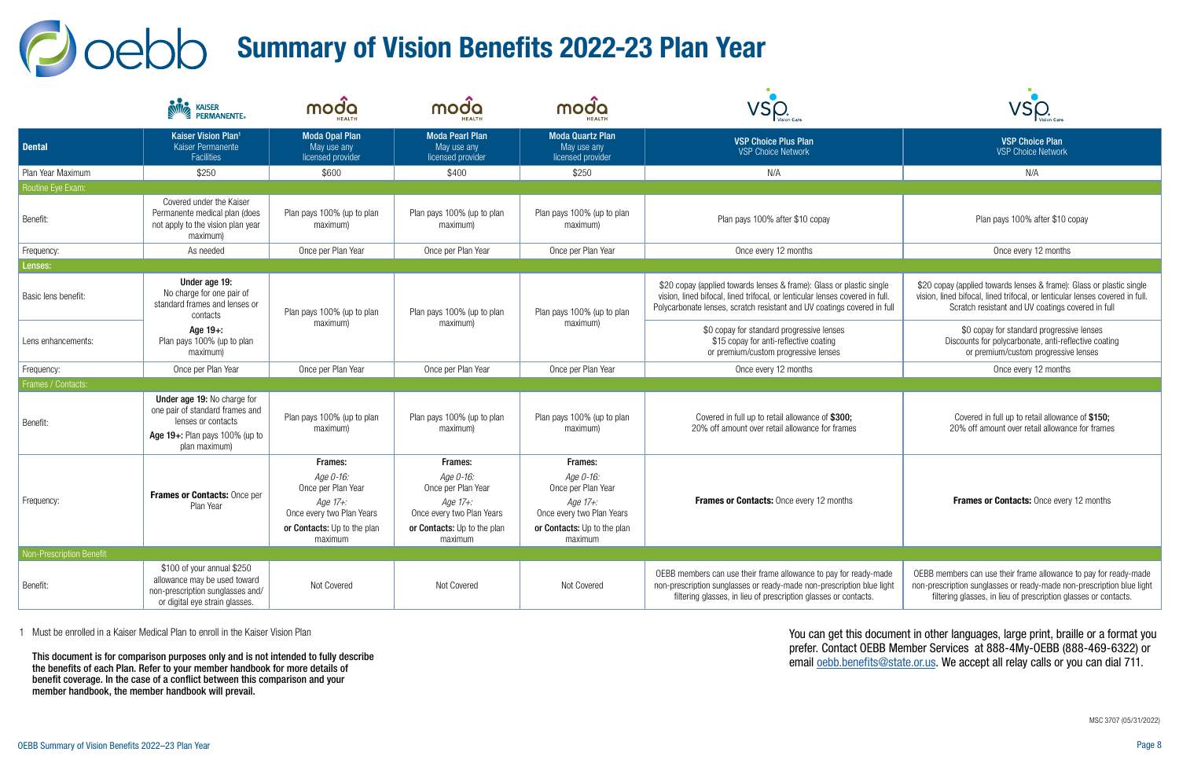# Summary of Vision Benefits 2022-23 Plan Year

| Dental | Kaiser Vision Plan[1] Kaiser Permanente Facilities | Moda Opal Plan May use any licensed provider | Moda Pearl Plan May use any licensed provider | Moda Quartz Plan May use any licensed provider | VSP Choice Plus Plan VSP Choice Network | VSP Choice Plan VSP Choice Network |
|---|---|---|---|---|---|---|
| Plan Year Maximum | $250 | $600 | $400 | $250 | N/A | N/A |
| **Routine Eye Exam:** | | | | | | |
| Benefit: | Covered under the Kaiser Permanente medical plan (does not apply to the vision plan year maximum) | Plan pays 100% (up to plan maximum) | Plan pays 100% (up to plan maximum) | Plan pays 100% (up to plan maximum) | Plan pays 100% after $10 copay | Plan pays 100% after $10 copay |
| Frequency: | As needed | Once per Plan Year | Once per Plan Year | Once per Plan Year | Once every 12 months | Once every 12 months |
| **Lenses:** | | | | | | |
| Basic lens benefit: | **Under age 19:** No charge for one pair of standard frames and lenses or contacts | Plan pays 100% (up to plan maximum) | Plan pays 100% (up to plan maximum) | Plan pays 100% (up to plan maximum) | $20 copay (applied towards lenses & frame): Glass or plastic single vision, lined bifocal, lined trifocal, or lenticular lenses covered in full. Polycarbonate lenses, scratch resistant and UV coatings covered in full | $20 copay (applied towards lenses & frame): Glass or plastic single vision, lined bifocal, lined trifocal, or lenticular lenses covered in full. Scratch resistant and UV coatings covered in full |
| Lens enhancements: | **Age 19+:** Plan pays 100% (up to plan maximum) | | | | $0 copay for standard progressive lenses $15 copay for anti-reflective coating or premium/custom progressive lenses | $0 copay for standard progressive lenses Discounts for polycarbonate, anti-reflective coating or premium/custom progressive lenses |
| Frequency: | Once per Plan Year | Once per Plan Year | Once per Plan Year | Once per Plan Year | Once every 12 months | Once every 12 months |
| **Frames / Contacts:** | | | | | | |
| Benefit: | **Under age 19:** No charge for one pair of standard frames and lenses or contacts **Age 19+:** Plan pays 100% (up to plan maximum) | Plan pays 100% (up to plan maximum) | Plan pays 100% (up to plan maximum) | Plan pays 100% (up to plan maximum) | Covered in full up to retail allowance of **$300;** 20% off amount over retail allowance for frames | Covered in full up to retail allowance of **$150;** 20% off amount over retail allowance for frames |
| Frequency: | **Frames or Contacts:** Once per Plan Year | **Frames:** *Age 0-16:* Once per Plan Year *Age 17+:* Once every two Plan Years **or Contacts:** Up to the plan maximum | **Frames:** *Age 0-16:* Once per Plan Year *Age 17+:* Once every two Plan Years **or Contacts:** Up to the plan maximum | **Frames:** *Age 0-16:* Once per Plan Year *Age 17+:* Once every two Plan Years **or Contacts:** Up to the plan maximum | **Frames or Contacts:** Once every 12 months | **Frames or Contacts:** Once every 12 months |
| **Non-Prescription Benefit** | | | | | | |
| Benefit: | $100 of your annual $250 allowance may be used toward non-prescription sunglasses and/ or digital eye strain glasses. | Not Covered | Not Covered | Not Covered | OEBB members can use their frame allowance to pay for ready-made non-prescription sunglasses or ready-made non-prescription blue light filtering glasses, in lieu of prescription glasses or contacts. | OEBB members can use their frame allowance to pay for ready-made non-prescription sunglasses or ready-made non-prescription blue light filtering glasses, in lieu of prescription glasses or contacts. |

1 Must be enrolled in a Kaiser Medical Plan to enroll in the Kaiser Vision Plan

**This document is for comparison purposes only and is not intended to fully describe the benefits of each Plan. Refer to your member handbook for more details of benefit coverage. In the case of a conflict between this comparison and your member handbook, the member handbook will prevail.**

You can get this document in other languages, large print, braille or a format you prefer. Contact OEBB Member Services at 888-4My-OEBB (888-469-6322) or email oebb.benefits@state.or.us. We accept all relay calls or you can dial 711.

MSC 3707 (05/31/2022)